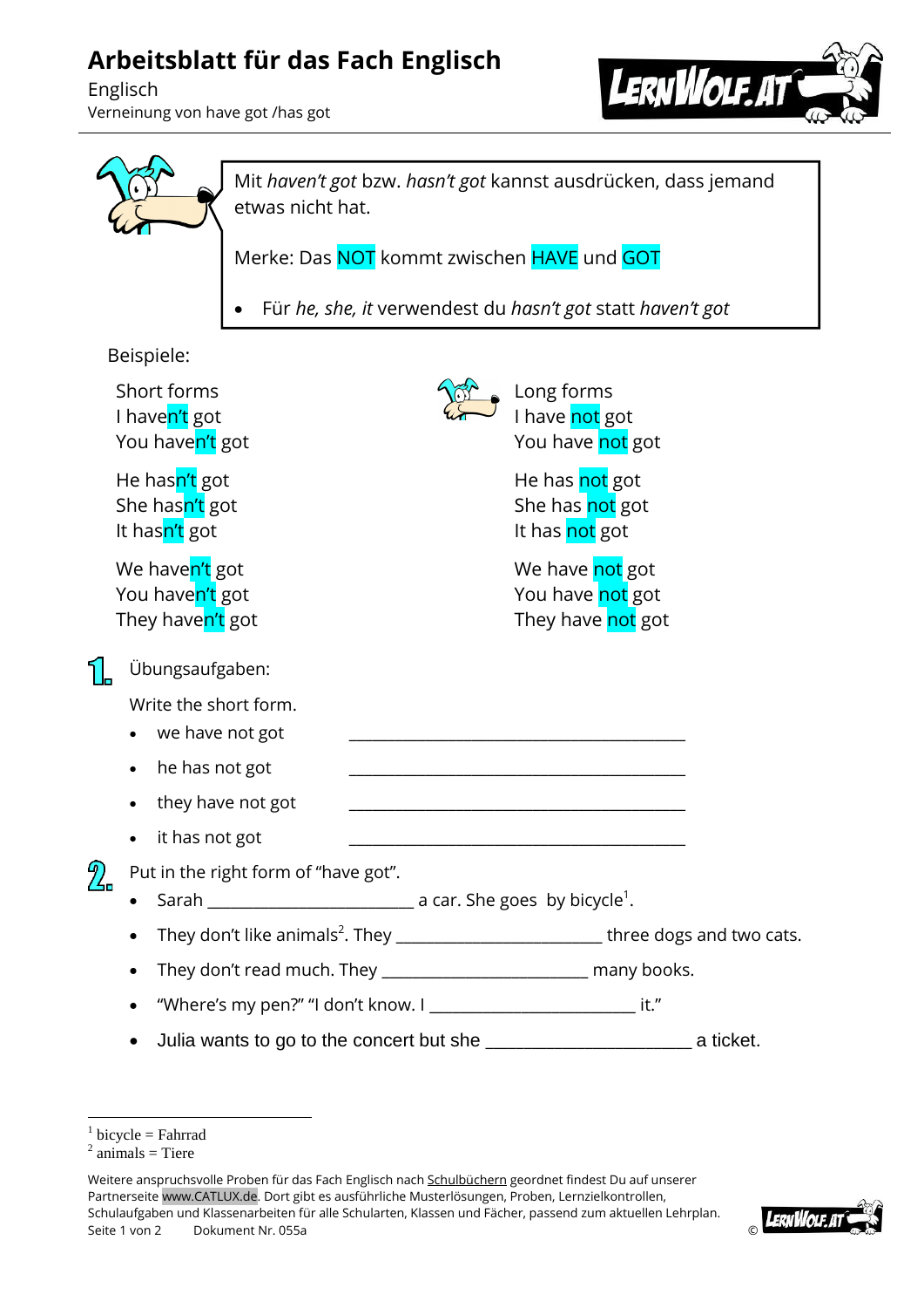# Arbeitsblatt für das Fach Englisch

Englisch
Verneinung von have got /has got

Mit *haven't got* bzw. *hasn't got* kannst ausdrücken, dass jemand etwas nicht hat.

Merke: Das NOT kommt zwischen HAVE und GOT

- Für *he, she, it* verwendest du *hasn't got* statt *haven't got*

Beispiele:

| Short forms | Long forms |
|---|---|
| I haven't got | I have not got |
| You haven't got | You have not got |
| He hasn't got | He has not got |
| She hasn't got | She has not got |
| It hasn't got | It has not got |
| We haven't got | We have not got |
| You haven't got | You have not got |
| They haven't got | They have not got |

## 1. Übungsaufgaben:

Write the short form.

- we have not got ________________________________________
- he has not got ________________________________________
- they have not got ________________________________________
- it has not got ________________________________________

## 2. Put in the right form of "have got".

- Sarah ________________________ a car. She goes by bicycle[1].
- They don't like animals[2]. They ________________________ three dogs and two cats.
- They don't read much. They ________________________ many books.
- "Where's my pen?" "I don't know. I ________________________ it."
- Julia wants to go to the concert but she ________________________ a ticket.

---

[1] bicycle = Fahrrad
[2] animals = Tiere

Weitere anspruchsvolle Proben für das Fach Englisch nach Schulbüchern geordnet findest Du auf unserer Partnerseite www.CATLUX.de. Dort gibt es ausführliche Musterlösungen, Proben, Lernzielkontrollen, Schulaufgaben und Klassenarbeiten für alle Schularten, Klassen und Fächer, passend zum aktuellen Lehrplan.
Dokument Nr. 055a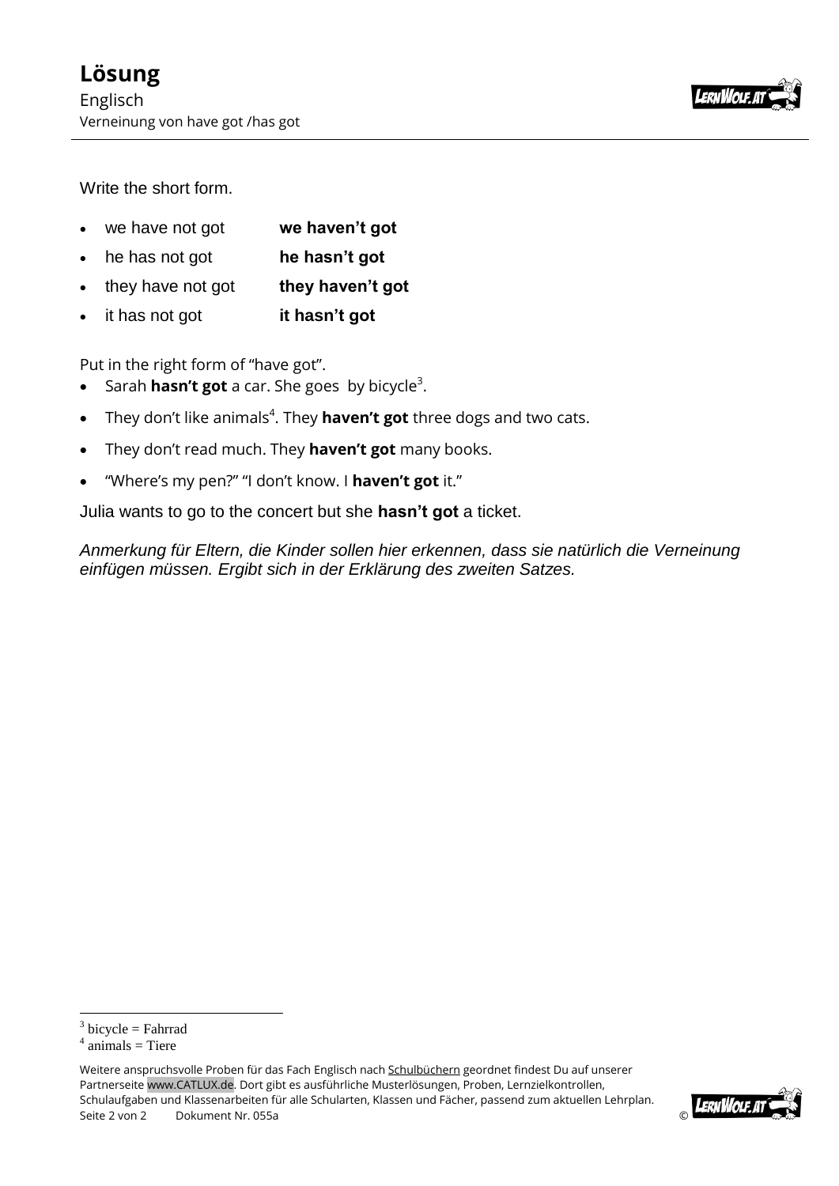# Lösung

Englisch

Verneinung von have got /has got

Write the short form.

- we have not got **we haven’t got**
- he has not got **he hasn’t got**
- they have not got **they haven’t got**
- it has not got **it hasn’t got**

Put in the right form of “have got”.

- Sarah **hasn’t got** a car. She goes by bicycle[3].
- They don’t like animals[4]. They **haven’t got** three dogs and two cats.
- They don’t read much. They **haven’t got** many books.
- “Where’s my pen?” “I don’t know. I **haven’t got** it.”

Julia wants to go to the concert but she **hasn’t got** a ticket.

*Anmerkung für Eltern, die Kinder sollen hier erkennen, dass sie natürlich die Verneinung einfügen müssen. Ergibt sich in der Erklärung des zweiten Satzes.*

[3] bicycle = Fahrrad

[4] animals = Tiere

Weitere anspruchsvolle Proben für das Fach Englisch nach Schulbüchern geordnet findest Du auf unserer Partnerseite www.CATLUX.de. Dort gibt es ausführliche Musterlösungen, Proben, Lernzielkontrollen, Schulaufgaben und Klassenarbeiten für alle Schularten, Klassen und Fächer, passend zum aktuellen Lehrplan.

Dokument Nr. 055a